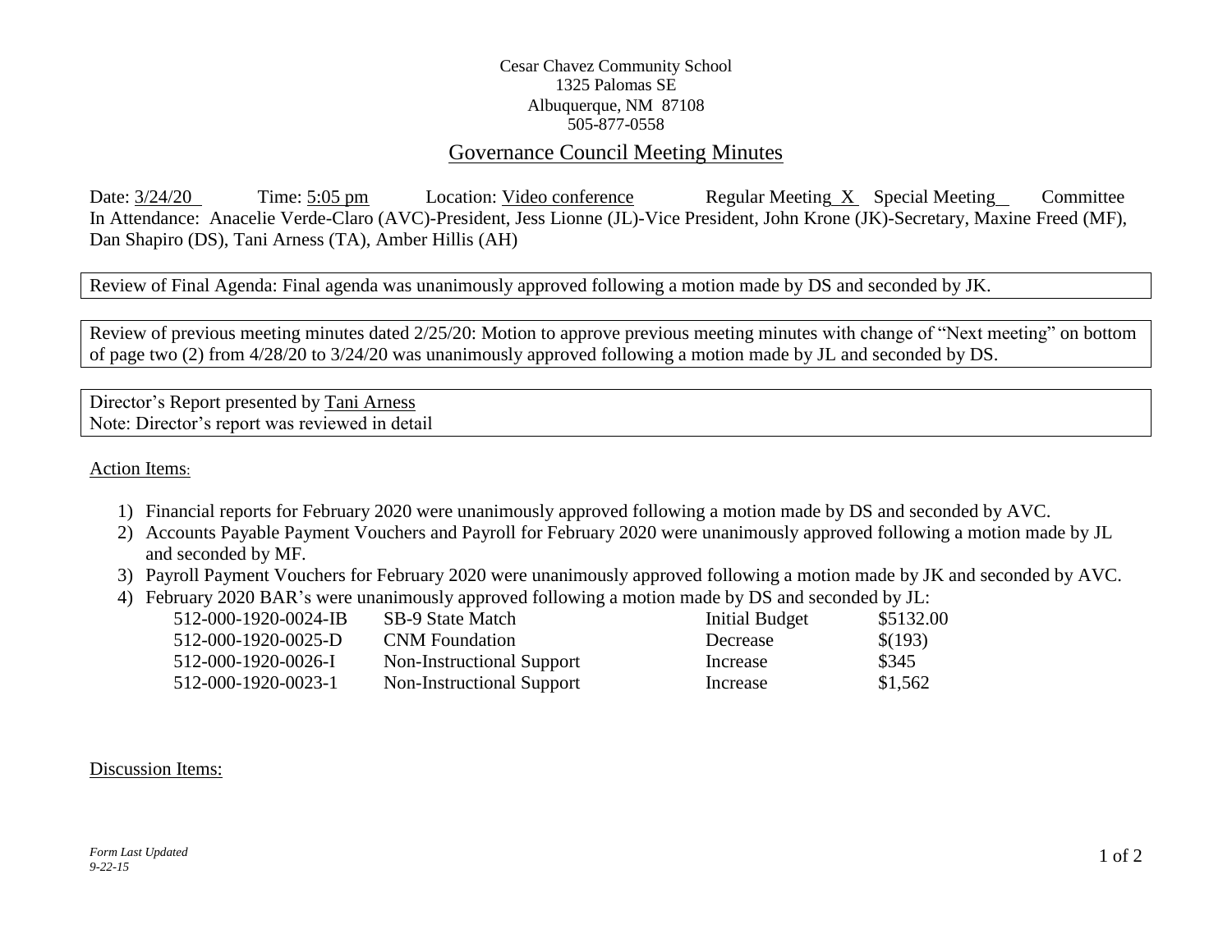Cesar Chavez Community School
1325 Palomas SE
Albuquerque, NM 87108
505-877-0558

# Governance Council Meeting Minutes

Date: 3/24/20 Time: 5:05 pm Location: Video conference Regular Meeting X Special Meeting Committee

In Attendance: Anacelie Verde-Claro (AVC)-President, Jess Lionne (JL)-Vice President, John Krone (JK)-Secretary, Maxine Freed (MF), Dan Shapiro (DS), Tani Arness (TA), Amber Hillis (AH)

Review of Final Agenda: Final agenda was unanimously approved following a motion made by DS and seconded by JK.

Review of previous meeting minutes dated 2/25/20: Motion to approve previous meeting minutes with change of "Next meeting" on bottom of page two (2) from 4/28/20 to 3/24/20 was unanimously approved following a motion made by JL and seconded by DS.

Director's Report presented by Tani Arness
Note: Director's report was reviewed in detail

## Action Items:

1) Financial reports for February 2020 were unanimously approved following a motion made by DS and seconded by AVC.
2) Accounts Payable Payment Vouchers and Payroll for February 2020 were unanimously approved following a motion made by JL and seconded by MF.
3) Payroll Payment Vouchers for February 2020 were unanimously approved following a motion made by JK and seconded by AVC.
4) February 2020 BAR's were unanimously approved following a motion made by DS and seconded by JL:

| | | | |
|---|---|---|---|
| 512-000-1920-0024-IB | SB-9 State Match | Initial Budget | \$5132.00 |
| 512-000-1920-0025-D | CNM Foundation | Decrease | \$(193) |
| 512-000-1920-0026-I | Non-Instructional Support | Increase | \$345 |
| 512-000-1920-0023-1 | Non-Instructional Support | Increase | \$1,562 |

## Discussion Items:

*Form Last Updated 9-22-15*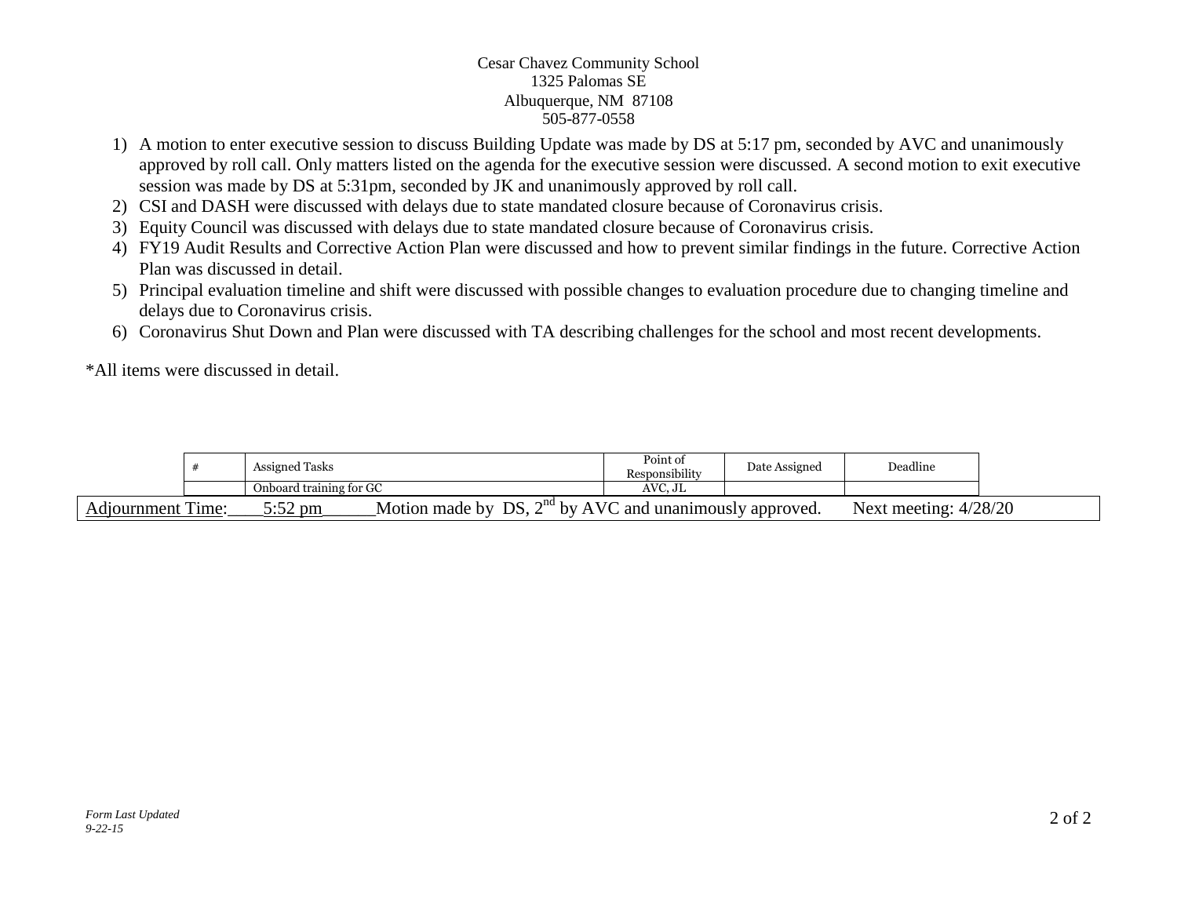Cesar Chavez Community School
1325 Palomas SE
Albuquerque, NM 87108
505-877-0558

1) A motion to enter executive session to discuss Building Update was made by DS at 5:17 pm, seconded by AVC and unanimously approved by roll call. Only matters listed on the agenda for the executive session were discussed. A second motion to exit executive session was made by DS at 5:31pm, seconded by JK and unanimously approved by roll call.
2) CSI and DASH were discussed with delays due to state mandated closure because of Coronavirus crisis.
3) Equity Council was discussed with delays due to state mandated closure because of Coronavirus crisis.
4) FY19 Audit Results and Corrective Action Plan were discussed and how to prevent similar findings in the future. Corrective Action Plan was discussed in detail.
5) Principal evaluation timeline and shift were discussed with possible changes to evaluation procedure due to changing timeline and delays due to Coronavirus crisis.
6) Coronavirus Shut Down and Plan were discussed with TA describing challenges for the school and most recent developments.

*All items were discussed in detail.

| # | Assigned Tasks | Point of Responsibility | Date Assigned | Deadline |
|---|---|---|---|---|
| | Onboard training for GC | AVC, JL | | |

Adjournment Time: 5:52 pm Motion made by DS, 2nd by AVC and unanimously approved. Next meeting: 4/28/20

*Form Last Updated 9-22-15*